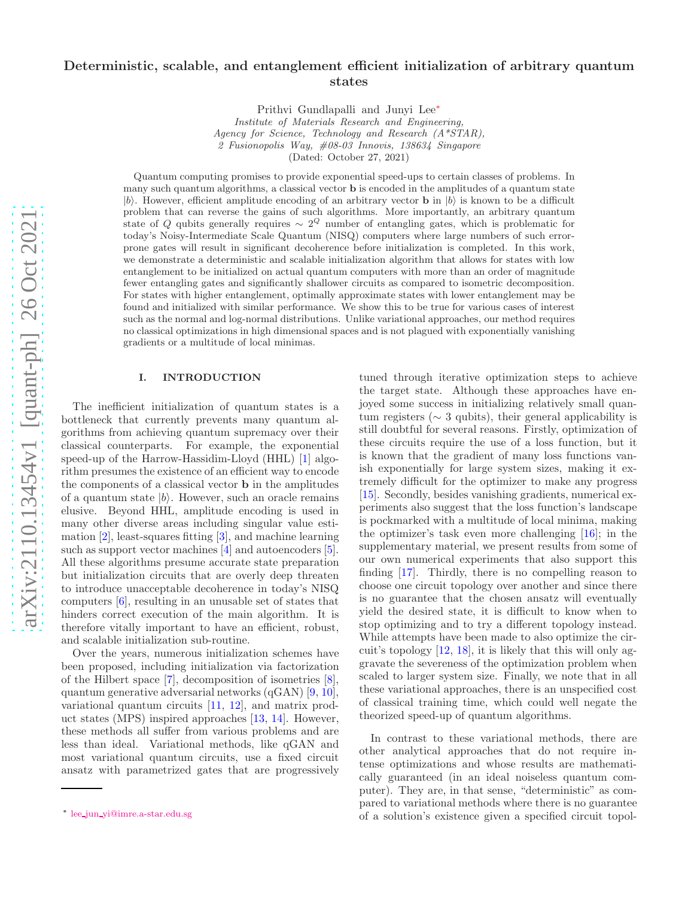# Deterministic, scalable, and entanglement efficient initialization of arbitrary quantum states

Prithvi Gundlapalli and Junyi Lee[*]

*Institute of Materials Research and Engineering,*
*Agency for Science, Technology and Research (A\*STAR),*
*2 Fusionopolis Way, #08-03 Innovis, 138634 Singapore*

(Dated: October 27, 2021)

Quantum computing promises to provide exponential speed-ups to certain classes of problems. In many such quantum algorithms, a classical vector $\mathbf{b}$ is encoded in the amplitudes of a quantum state $|b\rangle$. However, efficient amplitude encoding of an arbitrary vector $\mathbf{b}$ in $|b\rangle$ is known to be a difficult problem that can reverse the gains of such algorithms. More importantly, an arbitrary quantum state of $Q$ qubits generally requires $\sim 2^Q$ number of entangling gates, which is problematic for today's Noisy-Intermediate Scale Quantum (NISQ) computers where large numbers of such error-prone gates will result in significant decoherence before initialization is completed. In this work, we demonstrate a deterministic and scalable initialization algorithm that allows for states with low entanglement to be initialized on actual quantum computers with more than an order of magnitude fewer entangling gates and significantly shallower circuits as compared to isometric decomposition. For states with higher entanglement, optimally approximate states with lower entanglement may be found and initialized with similar performance. We show this to be true for various cases of interest such as the normal and log-normal distributions. Unlike variational approaches, our method requires no classical optimizations in high dimensional spaces and is not plagued with exponentially vanishing gradients or a multitude of local minimas.

## I. INTRODUCTION

The inefficient initialization of quantum states is a bottleneck that currently prevents many quantum algorithms from achieving quantum supremacy over their classical counterparts. For example, the exponential speed-up of the Harrow-Hassidim-Lloyd (HHL) [1] algorithm presumes the existence of an efficient way to encode the components of a classical vector $\mathbf{b}$ in the amplitudes of a quantum state $|b\rangle$. However, such an oracle remains elusive. Beyond HHL, amplitude encoding is used in many other diverse areas including singular value estimation [2], least-squares fitting [3], and machine learning such as support vector machines [4] and autoencoders [5]. All these algorithms presume accurate state preparation but initialization circuits that are overly deep threaten to introduce unacceptable decoherence in today's NISQ computers [6], resulting in an unusable set of states that hinders correct execution of the main algorithm. It is therefore vitally important to have an efficient, robust, and scalable initialization sub-routine.

Over the years, numerous initialization schemes have been proposed, including initialization via factorization of the Hilbert space [7], decomposition of isometries [8], quantum generative adversarial networks (qGAN) [9, 10], variational quantum circuits [11, 12], and matrix product states (MPS) inspired approaches [13, 14]. However, these methods all suffer from various problems and are less than ideal. Variational methods, like qGAN and most variational quantum circuits, use a fixed circuit ansatz with parametrized gates that are progressively tuned through iterative optimization steps to achieve the target state. Although these approaches have enjoyed some success in initializing relatively small quantum registers ($\sim 3$ qubits), their general applicability is still doubtful for several reasons. Firstly, optimization of these circuits require the use of a loss function, but it is known that the gradient of many loss functions vanish exponentially for large system sizes, making it extremely difficult for the optimizer to make any progress [15]. Secondly, besides vanishing gradients, numerical experiments also suggest that the loss function's landscape is pockmarked with a multitude of local minima, making the optimizer's task even more challenging [16]; in the supplementary material, we present results from some of our own numerical experiments that also support this finding [17]. Thirdly, there is no compelling reason to choose one circuit topology over another and since there is no guarantee that the chosen ansatz will eventually yield the desired state, it is difficult to know when to stop optimizing and to try a different topology instead. While attempts have been made to also optimize the circuit's topology [12, 18], it is likely that this will only aggravate the severeness of the optimization problem when scaled to larger system size. Finally, we note that in all these variational approaches, there is an unspecified cost of classical training time, which could well negate the theorized speed-up of quantum algorithms.

In contrast to these variational methods, there are other analytical approaches that do not require intense optimizations and whose results are mathematically guaranteed (in an ideal noiseless quantum computer). They are, in that sense, "deterministic" as compared to variational methods where there is no guarantee of a solution's existence given a specified circuit topol-

[*] lee_jun_yi@imre.a-star.edu.sg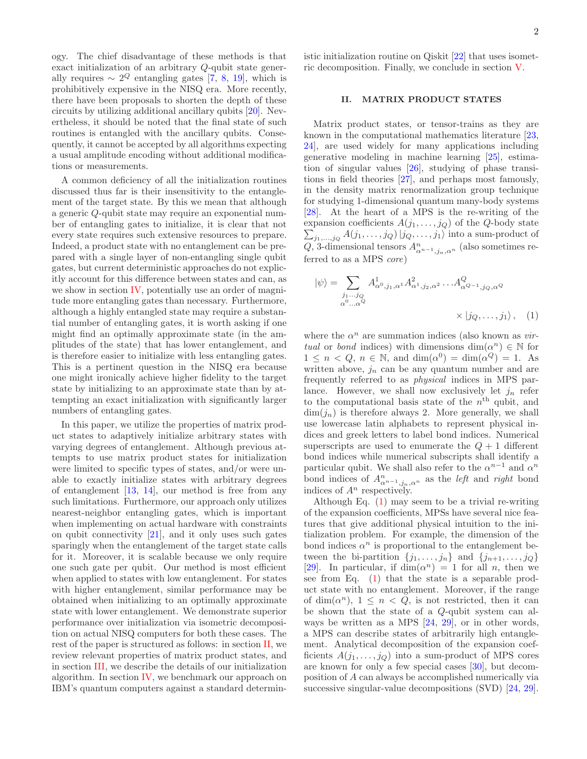ogy. The chief disadvantage of these methods is that exact initialization of an arbitrary $Q$-qubit state generally requires $\sim 2^Q$ entangling gates [7, 8, 19], which is prohibitively expensive in the NISQ era. More recently, there have been proposals to shorten the depth of these circuits by utilizing additional ancillary qubits [20]. Nevertheless, it should be noted that the final state of such routines is entangled with the ancillary qubits. Consequently, it cannot be accepted by all algorithms expecting a usual amplitude encoding without additional modifications or measurements.

A common deficiency of all the initialization routines discussed thus far is their insensitivity to the entanglement of the target state. By this we mean that although a generic $Q$-qubit state may require an exponential number of entangling gates to initialize, it is clear that not every state requires such extensive resources to prepare. Indeed, a product state with no entanglement can be prepared with a single layer of non-entangling single qubit gates, but current deterministic approaches do not explicitly account for this difference between states and can, as we show in section IV, potentially use an order of magnitude more entangling gates than necessary. Furthermore, although a highly entangled state may require a substantial number of entangling gates, it is worth asking if one might find an optimally approximate state (in the amplitudes of the state) that has lower entanglement, and is therefore easier to initialize with less entangling gates. This is a pertinent question in the NISQ era because one might ironically achieve higher fidelity to the target state by initializing to an approximate state than by attempting an exact initialization with significantly larger numbers of entangling gates.

In this paper, we utilize the properties of matrix product states to adaptively initialize arbitrary states with varying degrees of entanglement. Although previous attempts to use matrix product states for initialization were limited to specific types of states, and/or were unable to exactly initialize states with arbitrary degrees of entanglement [13, 14], our method is free from any such limitations. Furthermore, our approach only utilizes nearest-neighbor entangling gates, which is important when implementing on actual hardware with constraints on qubit connectivity [21], and it only uses such gates sparingly when the entanglement of the target state calls for it. Moreover, it is scalable because we only require one such gate per qubit. Our method is most efficient when applied to states with low entanglement. For states with higher entanglement, similar performance may be obtained when initializing to an optimally approximate state with lower entanglement. We demonstrate superior performance over initialization via isometric decomposition on actual NISQ computers for both these cases. The rest of the paper is structured as follows: in section II, we review relevant properties of matrix product states, and in section III, we describe the details of our initialization algorithm. In section IV, we benchmark our approach on IBM's quantum computers against a standard deterministic initialization routine on Qiskit [22] that uses isometric decomposition. Finally, we conclude in section V.

## II. MATRIX PRODUCT STATES

Matrix product states, or tensor-trains as they are known in the computational mathematics literature [23, 24], are used widely for many applications including generative modeling in machine learning [25], estimation of singular values [26], studying of phase transitions in field theories [27], and perhaps most famously, in the density matrix renormalization group technique for studying 1-dimensional quantum many-body systems [28]. At the heart of a MPS is the re-writing of the expansion coefficients $A(j_1,\ldots,j_Q)$ of the $Q$-body state $\sum_{j_1,\ldots,j_Q} A(j_1,\ldots,j_Q)\,|j_Q,\ldots,j_1\rangle$ into a sum-product of $Q$, 3-dimensional tensors $A^n_{\alpha^{n-1},j_n,\alpha^n}$ (also sometimes referred to as a MPS *core*)

$$|\psi\rangle = \sum_{\substack{j_1\ldots j_Q \\ \alpha^0\ldots\alpha^Q}} A^1_{\alpha^0,j_1,\alpha^1} A^2_{\alpha^1,j_2,\alpha^2}\ldots A^Q_{\alpha^{Q-1},j_Q,\alpha^Q} \times |j_Q,\ldots,j_1\rangle\,, \quad (1)$$

where the $\alpha^n$ are summation indices (also known as *virtual* or *bond* indices) with dimensions $\dim(\alpha^n)\in\mathbb{N}$ for $1\le n<Q$, $n\in\mathbb{N}$, and $\dim(\alpha^0)=\dim(\alpha^Q)=1$. As written above, $j_n$ can be any quantum number and are frequently referred to as *physical* indices in MPS parlance. However, we shall now exclusively let $j_n$ refer to the computational basis state of the $n^{\text{th}}$ qubit, and $\dim(j_n)$ is therefore always 2. More generally, we shall use lowercase latin alphabets to represent physical indices and greek letters to label bond indices. Numerical superscripts are used to enumerate the $Q+1$ different bond indices while numerical subscripts shall identify a particular qubit. We shall also refer to the $\alpha^{n-1}$ and $\alpha^n$ bond indices of $A^n_{\alpha^{n-1},j_n,\alpha^n}$ as the *left* and *right* bond indices of $A^n$ respectively.

Although Eq. (1) may seem to be a trivial re-writing of the expansion coefficients, MPSs have several nice features that give additional physical intuition to the initialization problem. For example, the dimension of the bond indices $\alpha^n$ is proportional to the entanglement between the bi-partition $\{j_1,\ldots,j_n\}$ and $\{j_{n+1},\ldots,j_Q\}$ [29]. In particular, if $\dim(\alpha^n)=1$ for all $n$, then we see from Eq. (1) that the state is a separable product state with no entanglement. Moreover, if the range of $\dim(\alpha^n)$, $1\le n<Q$, is not restricted, then it can be shown that the state of a $Q$-qubit system can always be written as a MPS [24, 29], or in other words, a MPS can describe states of arbitrarily high entanglement. Analytical decomposition of the expansion coefficients $A(j_1,\ldots,j_Q)$ into a sum-product of MPS cores are known for only a few special cases [30], but decomposition of $A$ can always be accomplished numerically via successive singular-value decompositions (SVD) [24, 29].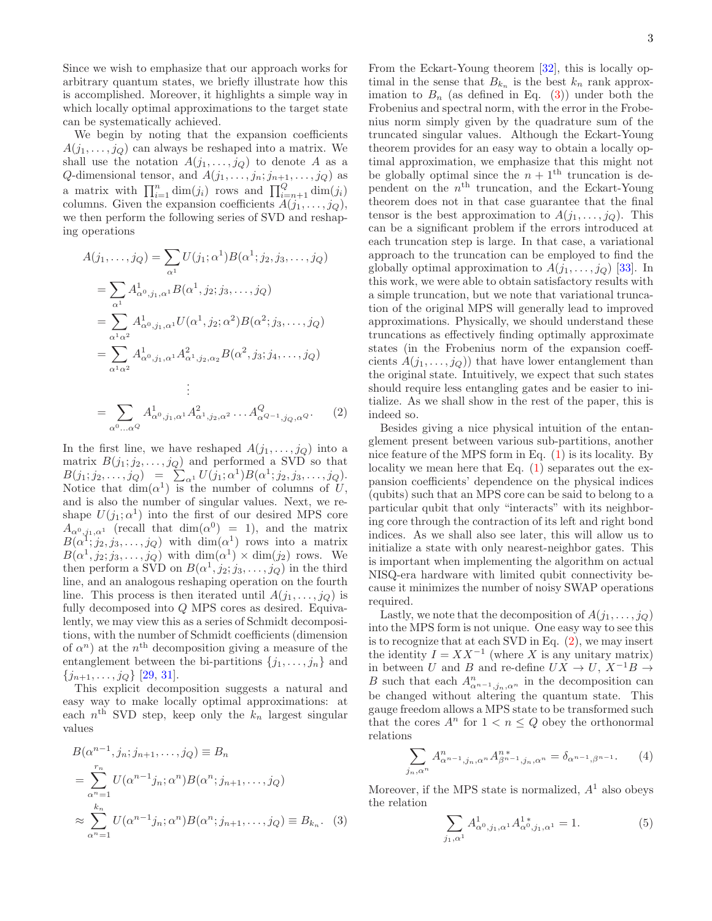Since we wish to emphasize that our approach works for arbitrary quantum states, we briefly illustrate how this is accomplished. Moreover, it highlights a simple way in which locally optimal approximations to the target state can be systematically achieved.

We begin by noting that the expansion coefficients $A(j_1, \ldots, j_Q)$ can always be reshaped into a matrix. We shall use the notation $A(j_1, \ldots, j_Q)$ to denote $A$ as a $Q$-dimensional tensor, and $A(j_1, \ldots, j_n; j_{n+1}, \ldots, j_Q)$ as a matrix with $\prod_{i=1}^{n} \dim(j_i)$ rows and $\prod_{i=n+1}^{Q} \dim(j_i)$ columns. Given the expansion coefficients $A(j_1, \ldots, j_Q)$, we then perform the following series of SVD and reshaping operations

$$
\begin{aligned}
A(j_1, \ldots, j_Q) &= \sum_{\alpha^1} U(j_1; \alpha^1) B(\alpha^1; j_2, j_3, \ldots, j_Q) \\
&= \sum_{\alpha^1} A^1_{\alpha^0, j_1, \alpha^1} B(\alpha^1, j_2; j_3, \ldots, j_Q) \\
&= \sum_{\alpha^1 \alpha^2} A^1_{\alpha^0, j_1, \alpha^1} U(\alpha^1, j_2; \alpha^2) B(\alpha^2; j_3, \ldots, j_Q) \\
&= \sum_{\alpha^1 \alpha^2} A^1_{\alpha^0, j_1, \alpha^1} A^2_{\alpha^1, j_2, \alpha_2} B(\alpha^2, j_3; j_4, \ldots, j_Q) \\
&\quad \vdots \\
&= \sum_{\alpha^0 \ldots \alpha^Q} A^1_{\alpha^0, j_1, \alpha^1} A^2_{\alpha^1, j_2, \alpha^2} \ldots A^Q_{\alpha^{Q-1}, j_Q, \alpha^Q}. \qquad (2)
\end{aligned}
$$

In the first line, we have reshaped $A(j_1, \ldots, j_Q)$ into a matrix $B(j_1; j_2, \ldots, j_Q)$ and performed a SVD so that $B(j_1; j_2, \ldots, j_Q) = \sum_{\alpha^1} U(j_1; \alpha^1) B(\alpha^1; j_2, j_3, \ldots, j_Q)$. Notice that $\dim(\alpha^1)$ is the number of columns of $U$, and is also the number of singular values. Next, we reshape $U(j_1; \alpha^1)$ into the first of our desired MPS core $A_{\alpha^0, j_1, \alpha^1}$ (recall that $\dim(\alpha^0) = 1$), and the matrix $B(\alpha^1; j_2, j_3, \ldots, j_Q)$ with $\dim(\alpha^1)$ rows into a matrix $B(\alpha^1, j_2; j_3, \ldots, j_Q)$ with $\dim(\alpha^1) \times \dim(j_2)$ rows. We then perform a SVD on $B(\alpha^1, j_2; j_3, \ldots, j_Q)$ in the third line, and an analogous reshaping operation on the fourth line. This process is then iterated until $A(j_1, \ldots, j_Q)$ is fully decomposed into $Q$ MPS cores as desired. Equivalently, we may view this as a series of Schmidt decompositions, with the number of Schmidt coefficients (dimension of $\alpha^n$) at the $n^{\text{th}}$ decomposition giving a measure of the entanglement between the bi-partitions $\{j_1, \ldots, j_n\}$ and $\{j_{n+1}, \ldots, j_Q\}$ [29, 31].

This explicit decomposition suggests a natural and easy way to make locally optimal approximations: at each $n^{\text{th}}$ SVD step, keep only the $k_n$ largest singular values

$$
\begin{aligned}
B(\alpha^{n-1}, j_n; j_{n+1}, \ldots, j_Q) &\equiv B_n \\
&= \sum_{\alpha^n=1}^{r_n} U(\alpha^{n-1} j_n; \alpha^n) B(\alpha^n; j_{n+1}, \ldots, j_Q) \\
&\approx \sum_{\alpha^n=1}^{k_n} U(\alpha^{n-1} j_n; \alpha^n) B(\alpha^n; j_{n+1}, \ldots, j_Q) \equiv B_{k_n}. \qquad (3)
\end{aligned}
$$

From the Eckart-Young theorem [32], this is locally optimal in the sense that $B_{k_n}$ is the best $k_n$ rank approximation to $B_n$ (as defined in Eq. (3)) under both the Frobenius and spectral norm, with the error in the Frobenius norm simply given by the quadrature sum of the truncated singular values. Although the Eckart-Young theorem provides for an easy way to obtain a locally optimal approximation, we emphasize that this might not be globally optimal since the $n+1^{\text{th}}$ truncation is dependent on the $n^{\text{th}}$ truncation, and the Eckart-Young theorem does not in that case guarantee that the final tensor is the best approximation to $A(j_1, \ldots, j_Q)$. This can be a significant problem if the errors introduced at each truncation step is large. In that case, a variational approach to the truncation can be employed to find the globally optimal approximation to $A(j_1, \ldots, j_Q)$ [33]. In this work, we were able to obtain satisfactory results with a simple truncation, but we note that variational truncation of the original MPS will generally lead to improved approximations. Physically, we should understand these truncations as effectively finding optimally approximate states (in the Frobenius norm of the expansion coefficients $A(j_1, \ldots, j_Q)$) that have lower entanglement than the original state. Intuitively, we expect that such states should require less entangling gates and be easier to initialize. As we shall show in the rest of the paper, this is indeed so.

Besides giving a nice physical intuition of the entanglement present between various sub-partitions, another nice feature of the MPS form in Eq. (1) is its locality. By locality we mean here that Eq. (1) separates out the expansion coefficients' dependence on the physical indices (qubits) such that an MPS core can be said to belong to a particular qubit that only "interacts" with its neighboring core through the contraction of its left and right bond indices. As we shall also see later, this will allow us to initialize a state with only nearest-neighbor gates. This is important when implementing the algorithm on actual NISQ-era hardware with limited qubit connectivity because it minimizes the number of noisy SWAP operations required.

Lastly, we note that the decomposition of $A(j_1, \ldots, j_Q)$ into the MPS form is not unique. One easy way to see this is to recognize that at each SVD in Eq. (2), we may insert the identity $I = XX^{-1}$ (where $X$ is any unitary matrix) in between $U$ and $B$ and re-define $UX \rightarrow U$, $X^{-1}B \rightarrow B$ such that each $A^n_{\alpha^{n-1}, j_n, \alpha^n}$ in the decomposition can be changed without altering the quantum state. This gauge freedom allows a MPS state to be transformed such that the cores $A^n$ for $1 < n \leq Q$ obey the orthonormal relations

$$
\sum_{j_n, \alpha^n} A^n_{\alpha^{n-1}, j_n, \alpha^n} A^{n\,*}_{\beta^{n-1}, j_n, \alpha^n} = \delta_{\alpha^{n-1}, \beta^{n-1}}. \qquad (4)
$$

Moreover, if the MPS state is normalized, $A^1$ also obeys the relation

$$
\sum_{j_1, \alpha^1} A^1_{\alpha^0, j_1, \alpha^1} A^{1\,*}_{\alpha^0, j_1, \alpha^1} = 1. \qquad (5)
$$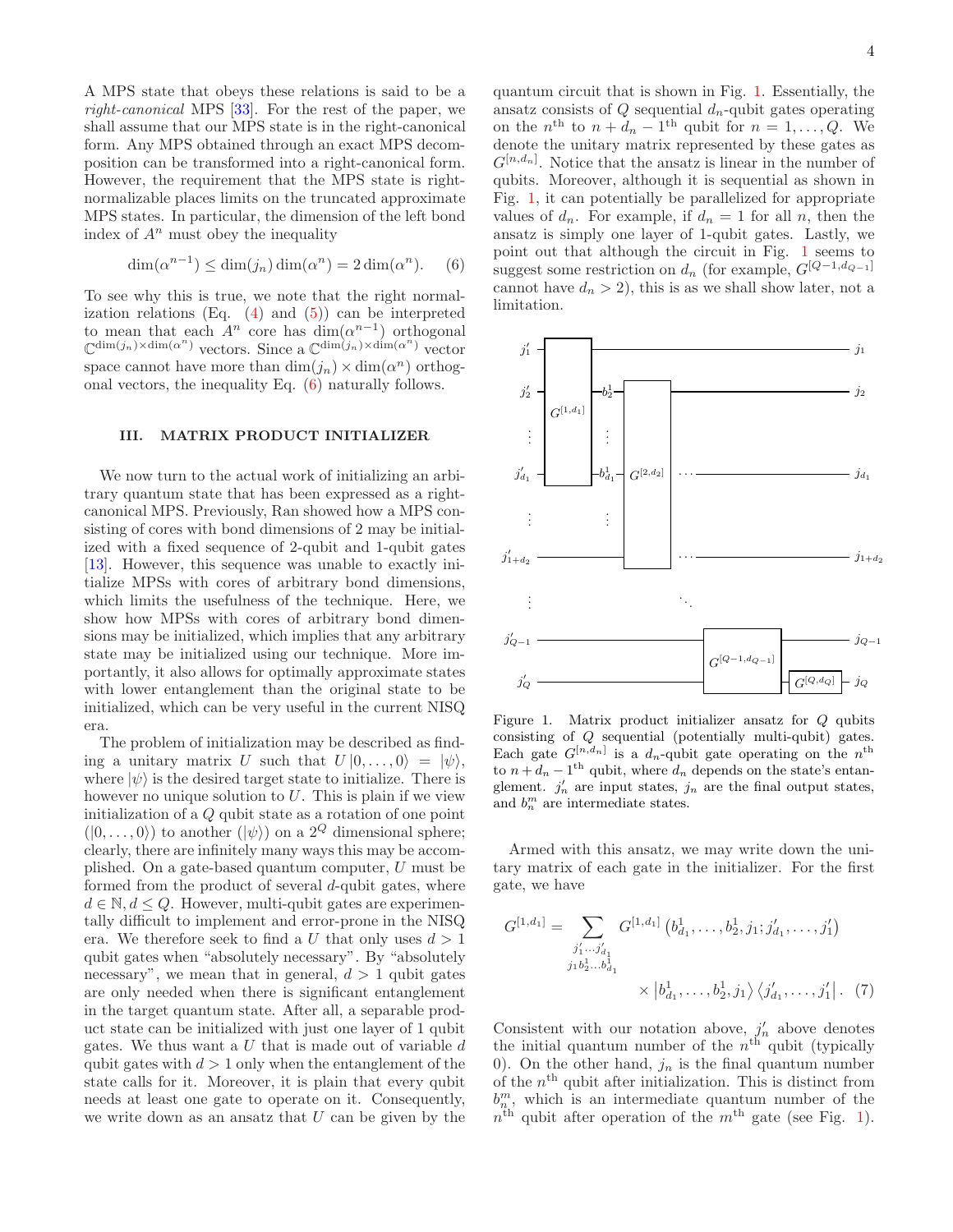A MPS state that obeys these relations is said to be a *right-canonical* MPS [33]. For the rest of the paper, we shall assume that our MPS state is in the right-canonical form. Any MPS obtained through an exact MPS decomposition can be transformed into a right-canonical form. However, the requirement that the MPS state is right-normalizable places limits on the truncated approximate MPS states. In particular, the dimension of the left bond index of $A^n$ must obey the inequality

$$\dim(\alpha^{n-1}) \leq \dim(j_n)\dim(\alpha^n) = 2\dim(\alpha^n). \quad (6)$$

To see why this is true, we note that the right normalization relations (Eq. (4) and (5)) can be interpreted to mean that each $A^n$ core has $\dim(\alpha^{n-1})$ orthogonal $\mathbb{C}^{\dim(j_n)\times\dim(\alpha^n)}$ vectors. Since a $\mathbb{C}^{\dim(j_n)\times\dim(\alpha^n)}$ vector space cannot have more than $\dim(j_n)\times\dim(\alpha^n)$ orthogonal vectors, the inequality Eq. (6) naturally follows.

## III. MATRIX PRODUCT INITIALIZER

We now turn to the actual work of initializing an arbitrary quantum state that has been expressed as a right-canonical MPS. Previously, Ran showed how a MPS consisting of cores with bond dimensions of 2 may be initialized with a fixed sequence of 2-qubit and 1-qubit gates [13]. However, this sequence was unable to exactly initialize MPSs with cores of arbitrary bond dimensions, which limits the usefulness of the technique. Here, we show how MPSs with cores of arbitrary bond dimensions may be initialized, which implies that any arbitrary state may be initialized using our technique. More importantly, it also allows for optimally approximate states with lower entanglement than the original state to be initialized, which can be very useful in the current NISQ era.

The problem of initialization may be described as finding a unitary matrix $U$ such that $U|0,\ldots,0\rangle = |\psi\rangle$, where $|\psi\rangle$ is the desired target state to initialize. There is however no unique solution to $U$. This is plain if we view initialization of a $Q$ qubit state as a rotation of one point ($|0,\ldots,0\rangle$) to another ($|\psi\rangle$) on a $2^Q$ dimensional sphere; clearly, there are infinitely many ways this may be accomplished. On a gate-based quantum computer, $U$ must be formed from the product of several $d$-qubit gates, where $d \in \mathbb{N}, d \leq Q$. However, multi-qubit gates are experimentally difficult to implement and error-prone in the NISQ era. We therefore seek to find a $U$ that only uses $d > 1$ qubit gates when "absolutely necessary". By "absolutely necessary", we mean that in general, $d > 1$ qubit gates are only needed when there is significant entanglement in the target quantum state. After all, a separable product state can be initialized with just one layer of 1 qubit gates. We thus want a $U$ that is made out of variable $d$ qubit gates with $d > 1$ only when the entanglement of the state calls for it. Moreover, it is plain that every qubit needs at least one gate to operate on it. Consequently, we write down as an ansatz that $U$ can be given by the quantum circuit that is shown in Fig. 1. Essentially, the ansatz consists of $Q$ sequential $d_n$-qubit gates operating on the $n^{\text{th}}$ to $n + d_n - 1^{\text{th}}$ qubit for $n = 1,\ldots,Q$. We denote the unitary matrix represented by these gates as $G^{[n,d_n]}$. Notice that the ansatz is linear in the number of qubits. Moreover, although it is sequential as shown in Fig. 1, it can potentially be parallelized for appropriate values of $d_n$. For example, if $d_n = 1$ for all $n$, then the ansatz is simply one layer of 1-qubit gates. Lastly, we point out that although the circuit in Fig. 1 seems to suggest some restriction on $d_n$ (for example, $G^{[Q-1,d_{Q-1}]}$ cannot have $d_n > 2$), this is as we shall show later, not a limitation.

Figure 1. Matrix product initializer ansatz for $Q$ qubits consisting of $Q$ sequential (potentially multi-qubit) gates. Each gate $G^{[n,d_n]}$ is a $d_n$-qubit gate operating on the $n^{\text{th}}$ to $n + d_n - 1^{\text{th}}$ qubit, where $d_n$ depends on the state's entanglement. $j'_n$ are input states, $j_n$ are the final output states, and $b^m_n$ are intermediate states.

Armed with this ansatz, we may write down the unitary matrix of each gate in the initializer. For the first gate, we have

$$G^{[1,d_1]} = \sum_{\substack{j'_1\ldots j'_{d_1} \\ j_1 b^1_2 \ldots b^1_{d_1}}} G^{[1,d_1]}\left(b^1_{d_1},\ldots,b^1_2,j_1;j'_{d_1},\ldots,j'_1\right) \times \left|b^1_{d_1},\ldots,b^1_2,j_1\right\rangle\left\langle j'_{d_1},\ldots,j'_1\right|. \quad (7)$$

Consistent with our notation above, $j'_n$ above denotes the initial quantum number of the $n^{\text{th}}$ qubit (typically 0). On the other hand, $j_n$ is the final quantum number of the $n^{\text{th}}$ qubit after initialization. This is distinct from $b^m_n$, which is an intermediate quantum number of the $n^{\text{th}}$ qubit after operation of the $m^{\text{th}}$ gate (see Fig. 1).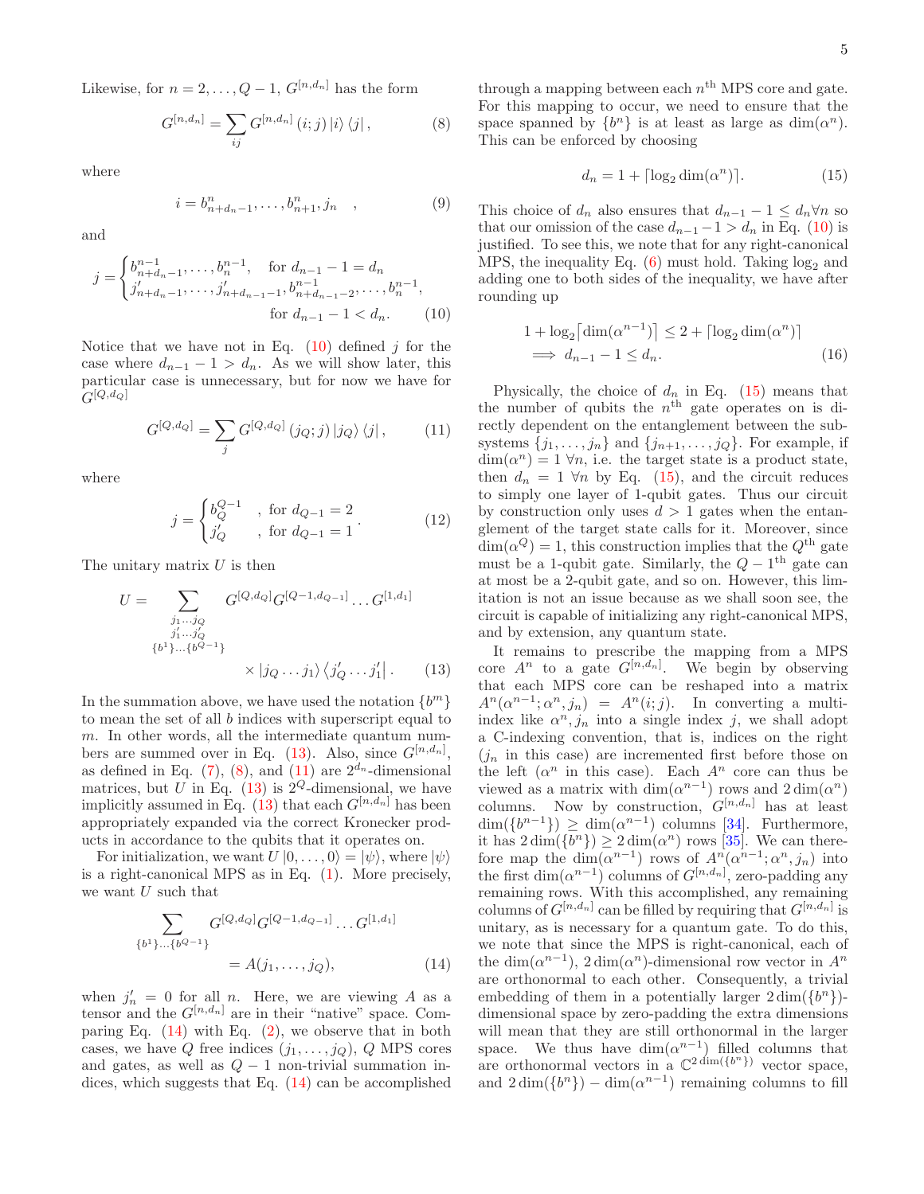Likewise, for $n = 2, \ldots, Q-1$, $G^{[n,d_n]}$ has the form

$$G^{[n,d_n]} = \sum_{ij} G^{[n,d_n]}(i;j) \left|i\right\rangle \left\langle j\right|, \tag{8}$$

where

$$i = b^n_{n+d_n-1}, \ldots, b^n_{n+1}, j_n \quad , \tag{9}$$

and

$$j = \begin{cases} b^{n-1}_{n+d_n-1}, \ldots, b^{n-1}_{n}, & \text{for } d_{n-1}-1 = d_n \\ j'_{n+d_n-1}, \ldots, j'_{n+d_{n-1}-1}, b^{n-1}_{n+d_{n-1}-2}, \ldots, b^{n-1}_{n}, & \\ & \text{for } d_{n-1}-1 < d_n. \end{cases} \tag{10}$$

Notice that we have not in Eq. (10) defined $j$ for the case where $d_{n-1} - 1 > d_n$. As we will show later, this particular case is unnecessary, but for now we have for $G^{[Q,d_Q]}$

$$G^{[Q,d_Q]} = \sum_{j} G^{[Q,d_Q]}(j_Q;j) \left|j_Q\right\rangle \left\langle j\right|, \tag{11}$$

where

$$j = \begin{cases} b^{Q-1}_{Q} & , \text{ for } d_{Q-1} = 2 \\ j'_Q & , \text{ for } d_{Q-1} = 1 \end{cases}. \tag{12}$$

The unitary matrix $U$ is then

$$U = \sum_{\substack{j_1 \ldots j_Q \\ j'_1 \ldots j'_Q \\ \{b^1\} \ldots \{b^{Q-1}\}}} G^{[Q,d_Q]} G^{[Q-1,d_{Q-1}]} \ldots G^{[1,d_1]} \times \left|j_Q \ldots j_1\right\rangle \left\langle j'_Q \ldots j'_1\right|. \tag{13}$$

In the summation above, we have used the notation $\{b^m\}$ to mean the set of all $b$ indices with superscript equal to $m$. In other words, all the intermediate quantum numbers are summed over in Eq. (13). Also, since $G^{[n,d_n]}$, as defined in Eq. (7), (8), and (11) are $2^{d_n}$-dimensional matrices, but $U$ in Eq. (13) is $2^Q$-dimensional, we have implicitly assumed in Eq. (13) that each $G^{[n,d_n]}$ has been appropriately expanded via the correct Kronecker products in accordance to the qubits that it operates on.

For initialization, we want $U\left|0, \ldots, 0\right\rangle = \left|\psi\right\rangle$, where $\left|\psi\right\rangle$ is a right-canonical MPS as in Eq. (1). More precisely, we want $U$ such that

$$\sum_{\{b^1\} \ldots \{b^{Q-1}\}} G^{[Q,d_Q]} G^{[Q-1,d_{Q-1}]} \ldots G^{[1,d_1]} = A(j_1, \ldots, j_Q), \tag{14}$$

when $j'_n = 0$ for all $n$. Here, we are viewing $A$ as a tensor and the $G^{[n,d_n]}$ are in their "native" space. Comparing Eq. (14) with Eq. (2), we observe that in both cases, we have $Q$ free indices $(j_1, \ldots, j_Q)$, $Q$ MPS cores and gates, as well as $Q-1$ non-trivial summation indices, which suggests that Eq. (14) can be accomplished through a mapping between each $n^{\text{th}}$ MPS core and gate. For this mapping to occur, we need to ensure that the space spanned by $\{b^n\}$ is at least as large as $\dim(\alpha^n)$. This can be enforced by choosing

$$d_n = 1 + \lceil \log_2 \dim(\alpha^n) \rceil. \tag{15}$$

This choice of $d_n$ also ensures that $d_{n-1} - 1 \leq d_n \forall n$ so that our omission of the case $d_{n-1} - 1 > d_n$ in Eq. (10) is justified. To see this, we note that for any right-canonical MPS, the inequality Eq. (6) must hold. Taking $\log_2$ and adding one to both sides of the inequality, we have after rounding up

$$\begin{aligned} 1 + \log_2 \lceil \dim(\alpha^{n-1}) \rceil &\leq 2 + \lceil \log_2 \dim(\alpha^n) \rceil \\ \implies d_{n-1} - 1 &\leq d_n. \end{aligned} \tag{16}$$

Physically, the choice of $d_n$ in Eq. (15) means that the number of qubits the $n^{\text{th}}$ gate operates on is directly dependent on the entanglement between the subsystems $\{j_1, \ldots, j_n\}$ and $\{j_{n+1}, \ldots, j_Q\}$. For example, if $\dim(\alpha^n) = 1 \; \forall n$, i.e. the target state is a product state, then $d_n = 1 \; \forall n$ by Eq. (15), and the circuit reduces to simply one layer of 1-qubit gates. Thus our circuit by construction only uses $d > 1$ gates when the entanglement of the target state calls for it. Moreover, since $\dim(\alpha^Q) = 1$, this construction implies that the $Q^{\text{th}}$ gate must be a 1-qubit gate. Similarly, the $Q-1^{\text{th}}$ gate can at most be a 2-qubit gate, and so on. However, this limitation is not an issue because as we shall soon see, the circuit is capable of initializing any right-canonical MPS, and by extension, any quantum state.

It remains to prescribe the mapping from a MPS core $A^n$ to a gate $G^{[n,d_n]}$. We begin by observing that each MPS core can be reshaped into a matrix $A^n(\alpha^{n-1}; \alpha^n, j_n) = A^n(i; j)$. In converting a multi-index like $\alpha^n, j_n$ into a single index $j$, we shall adopt a C-indexing convention, that is, indices on the right ($j_n$ in this case) are incremented first before those on the left ($\alpha^n$ in this case). Each $A^n$ core can thus be viewed as a matrix with $\dim(\alpha^{n-1})$ rows and $2\dim(\alpha^n)$ columns. Now by construction, $G^{[n,d_n]}$ has at least $\dim(\{b^{n-1}\}) \geq \dim(\alpha^{n-1})$ columns [34]. Furthermore, it has $2\dim(\{b^n\}) \geq 2\dim(\alpha^n)$ rows [35]. We can therefore map the $\dim(\alpha^{n-1})$ rows of $A^n(\alpha^{n-1}; \alpha^n, j_n)$ into the first $\dim(\alpha^{n-1})$ columns of $G^{[n,d_n]}$, zero-padding any remaining rows. With this accomplished, any remaining columns of $G^{[n,d_n]}$ can be filled by requiring that $G^{[n,d_n]}$ is unitary, as is necessary for a quantum gate. To do this, we note that since the MPS is right-canonical, each of the $\dim(\alpha^{n-1})$, $2\dim(\alpha^n)$-dimensional row vector in $A^n$ are orthonormal to each other. Consequently, a trivial embedding of them in a potentially larger $2\dim(\{b^n\})$-dimensional space by zero-padding the extra dimensions will mean that they are still orthonormal in the larger space. We thus have $\dim(\alpha^{n-1})$ filled columns that are orthonormal vectors in a $\mathbb{C}^{2\dim(\{b^n\})}$ vector space, and $2\dim(\{b^n\}) - \dim(\alpha^{n-1})$ remaining columns to fill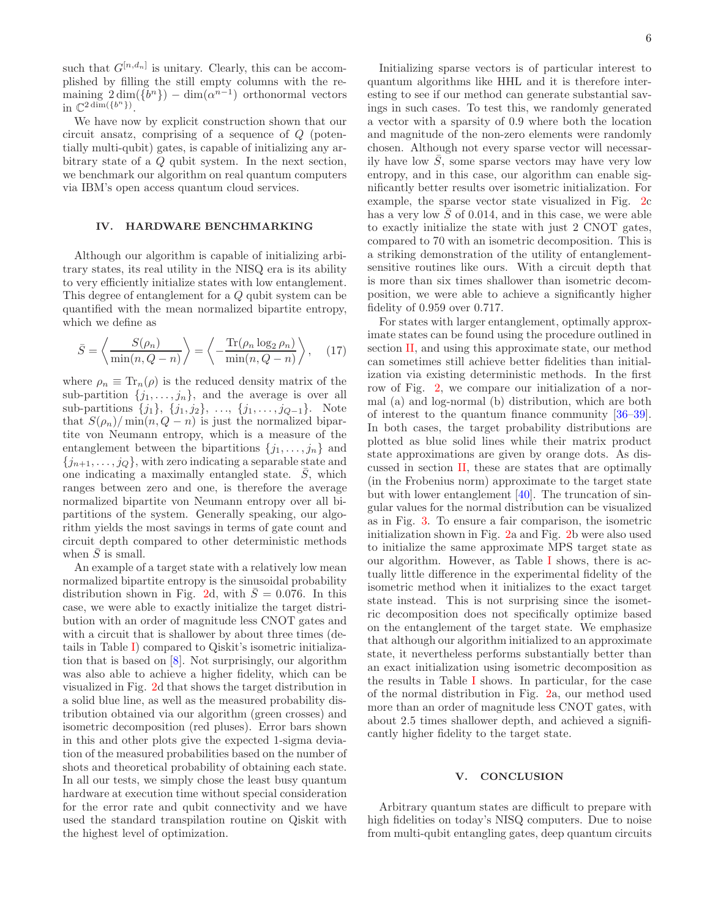such that $G^{[n,d_n]}$ is unitary. Clearly, this can be accomplished by filling the still empty columns with the remaining $2\dim(\{b^n\}) - \dim(\alpha^{n-1})$ orthonormal vectors in $\mathbb{C}^{2\dim(\{b^n\})}$.

We have now by explicit construction shown that our circuit ansatz, comprising of a sequence of $Q$ (potentially multi-qubit) gates, is capable of initializing any arbitrary state of a $Q$ qubit system. In the next section, we benchmark our algorithm on real quantum computers via IBM's open access quantum cloud services.

## IV. HARDWARE BENCHMARKING

Although our algorithm is capable of initializing arbitrary states, its real utility in the NISQ era is its ability to very efficiently initialize states with low entanglement. This degree of entanglement for a $Q$ qubit system can be quantified with the mean normalized bipartite entropy, which we define as

$$\bar{S} = \left\langle \frac{S(\rho_n)}{\min(n, Q-n)} \right\rangle = \left\langle -\frac{\mathrm{Tr}(\rho_n \log_2 \rho_n)}{\min(n, Q-n)} \right\rangle, \quad (17)$$

where $\rho_n \equiv \mathrm{Tr}_n(\rho)$ is the reduced density matrix of the sub-partition $\{j_1, \ldots, j_n\}$, and the average is over all sub-partitions $\{j_1\}$, $\{j_1, j_2\}$, ..., $\{j_1, \ldots, j_{Q-1}\}$. Note that $S(\rho_n)/\min(n, Q-n)$ is just the normalized bipartite von Neumann entropy, which is a measure of the entanglement between the bipartitions $\{j_1, \ldots, j_n\}$ and $\{j_{n+1}, \ldots, j_Q\}$, with zero indicating a separable state and one indicating a maximally entangled state. $\bar{S}$, which ranges between zero and one, is therefore the average normalized bipartite von Neumann entropy over all bipartitions of the system. Generally speaking, our algorithm yields the most savings in terms of gate count and circuit depth compared to other deterministic methods when $\bar{S}$ is small.

An example of a target state with a relatively low mean normalized bipartite entropy is the sinusoidal probability distribution shown in Fig. 2d, with $\bar{S} = 0.076$. In this case, we were able to exactly initialize the target distribution with an order of magnitude less CNOT gates and with a circuit that is shallower by about three times (details in Table I) compared to Qiskit's isometric initialization that is based on [8]. Not surprisingly, our algorithm was also able to achieve a higher fidelity, which can be visualized in Fig. 2d that shows the target distribution in a solid blue line, as well as the measured probability distribution obtained via our algorithm (green crosses) and isometric decomposition (red pluses). Error bars shown in this and other plots give the expected 1-sigma deviation of the measured probabilities based on the number of shots and theoretical probability of obtaining each state. In all our tests, we simply chose the least busy quantum hardware at execution time without special consideration for the error rate and qubit connectivity and we have used the standard transpilation routine on Qiskit with the highest level of optimization.

Initializing sparse vectors is of particular interest to quantum algorithms like HHL and it is therefore interesting to see if our method can generate substantial savings in such cases. To test this, we randomly generated a vector with a sparsity of 0.9 where both the location and magnitude of the non-zero elements were randomly chosen. Although not every sparse vector will necessarily have low $\bar{S}$, some sparse vectors may have very low entropy, and in this case, our algorithm can enable significantly better results over isometric initialization. For example, the sparse vector state visualized in Fig. 2c has a very low $\bar{S}$ of 0.014, and in this case, we were able to exactly initialize the state with just 2 CNOT gates, compared to 70 with an isometric decomposition. This is a striking demonstration of the utility of entanglement-sensitive routines like ours. With a circuit depth that is more than six times shallower than isometric decomposition, we were able to achieve a significantly higher fidelity of 0.959 over 0.717.

For states with larger entanglement, optimally approximate states can be found using the procedure outlined in section II, and using this approximate state, our method can sometimes still achieve better fidelities than initialization via existing deterministic methods. In the first row of Fig. 2, we compare our initialization of a normal (a) and log-normal (b) distribution, which are both of interest to the quantum finance community [36–39]. In both cases, the target probability distributions are plotted as blue solid lines while their matrix product state approximations are given by orange dots. As discussed in section II, these are states that are optimally (in the Frobenius norm) approximate to the target state but with lower entanglement [40]. The truncation of singular values for the normal distribution can be visualized as in Fig. 3. To ensure a fair comparison, the isometric initialization shown in Fig. 2a and Fig. 2b were also used to initialize the same approximate MPS target state as our algorithm. However, as Table I shows, there is actually little difference in the experimental fidelity of the isometric method when it initializes to the exact target state instead. This is not surprising since the isometric decomposition does not specifically optimize based on the entanglement of the target state. We emphasize that although our algorithm initialized to an approximate state, it nevertheless performs substantially better than an exact initialization using isometric decomposition as the results in Table I shows. In particular, for the case of the normal distribution in Fig. 2a, our method used more than an order of magnitude less CNOT gates, with about 2.5 times shallower depth, and achieved a significantly higher fidelity to the target state.

## V. CONCLUSION

Arbitrary quantum states are difficult to prepare with high fidelities on today's NISQ computers. Due to noise from multi-qubit entangling gates, deep quantum circuits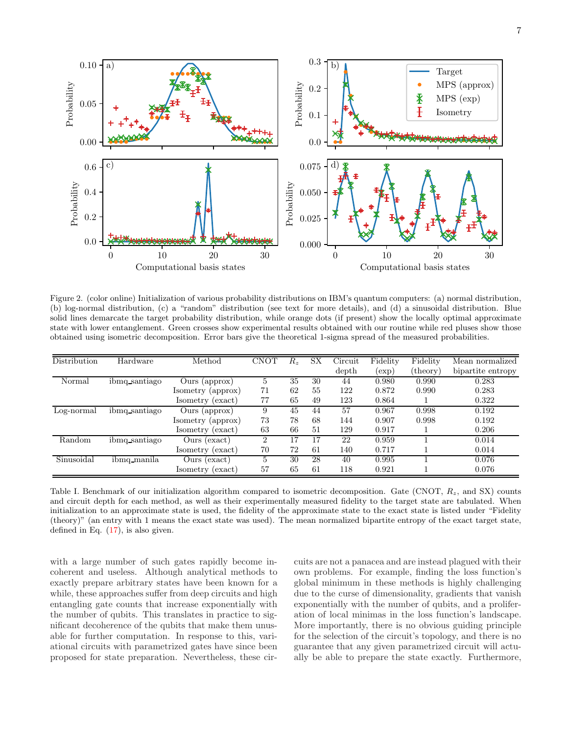Figure 2. (color online) Initialization of various probability distributions on IBM's quantum computers: (a) normal distribution, (b) log-normal distribution, (c) a "random" distribution (see text for more details), and (d) a sinusoidal distribution. Blue solid lines demarcate the target probability distribution, while orange dots (if present) show the locally optimal approximate state with lower entanglement. Green crosses show experimental results obtained with our routine while red pluses show those obtained using isometric decomposition. Error bars give the theoretical 1-sigma spread of the measured probabilities.

| Distribution | Hardware | Method | CNOT | $R_z$ | SX | Circuit depth | Fidelity (exp) | Fidelity (theory) | Mean normalized bipartite entropy |
|---|---|---|---|---|---|---|---|---|---|
| Normal | ibmq_santiago | Ours (approx) | 5 | 35 | 30 | 44 | 0.980 | 0.990 | 0.283 |
| | | Isometry (approx) | 71 | 62 | 55 | 122 | 0.872 | 0.990 | 0.283 |
| | | Isometry (exact) | 77 | 65 | 49 | 123 | 0.864 | 1 | 0.322 |
| Log-normal | ibmq_santiago | Ours (approx) | 9 | 45 | 44 | 57 | 0.967 | 0.998 | 0.192 |
| | | Isometry (approx) | 73 | 78 | 68 | 144 | 0.907 | 0.998 | 0.192 |
| | | Isometry (exact) | 63 | 66 | 51 | 129 | 0.917 | 1 | 0.206 |
| Random | ibmq_santiago | Ours (exact) | 2 | 17 | 17 | 22 | 0.959 | 1 | 0.014 |
| | | Isometry (exact) | 70 | 72 | 61 | 140 | 0.717 | 1 | 0.014 |
| Sinusoidal | ibmq_manila | Ours (exact) | 5 | 30 | 28 | 40 | 0.995 | 1 | 0.076 |
| | | Isometry (exact) | 57 | 65 | 61 | 118 | 0.921 | 1 | 0.076 |

Table I. Benchmark of our initialization algorithm compared to isometric decomposition. Gate (CNOT, $R_z$, and SX) counts and circuit depth for each method, as well as their experimentally measured fidelity to the target state are tabulated. When initialization to an approximate state is used, the fidelity of the approximate state to the exact state is listed under "Fidelity (theory)" (an entry with 1 means the exact state was used). The mean normalized bipartite entropy of the exact target state, defined in Eq. (17), is also given.

with a large number of such gates rapidly become incoherent and useless. Although analytical methods to exactly prepare arbitrary states have been known for a while, these approaches suffer from deep circuits and high entangling gate counts that increase exponentially with the number of qubits. This translates in practice to significant decoherence of the qubits that make them unusable for further computation. In response to this, variational circuits with parametrized gates have since been proposed for state preparation. Nevertheless, these circuits are not a panacea and are instead plagued with their own problems. For example, finding the loss function's global minimum in these methods is highly challenging due to the curse of dimensionality, gradients that vanish exponentially with the number of qubits, and a proliferation of local minimas in the loss function's landscape. More importantly, there is no obvious guiding principle for the selection of the circuit's topology, and there is no guarantee that any given parametrized circuit will actually be able to prepare the state exactly. Furthermore,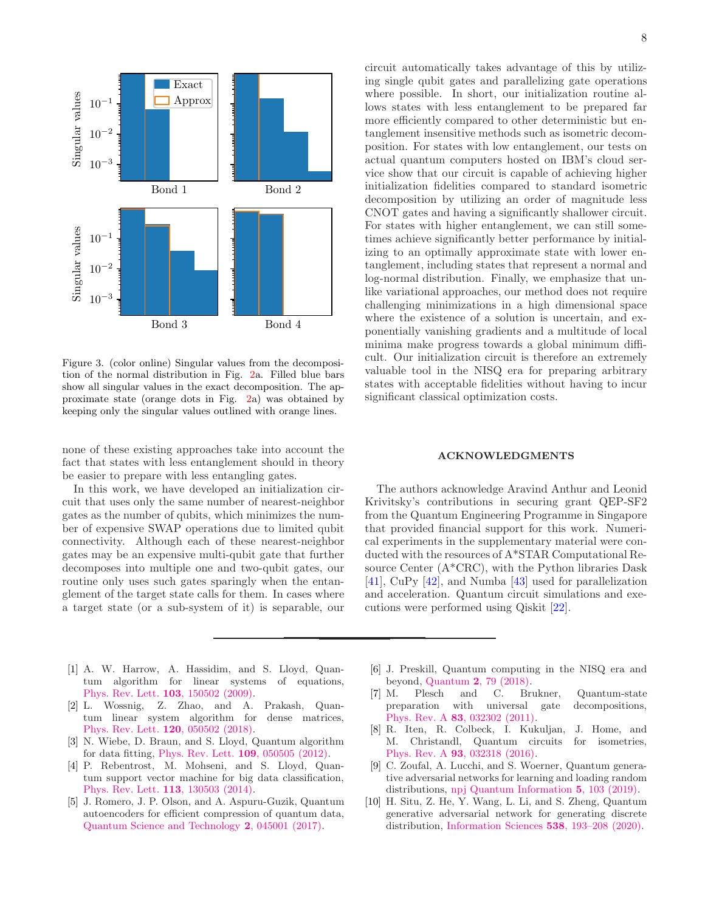Figure 3. (color online) Singular values from the decomposition of the normal distribution in Fig. 2a. Filled blue bars show all singular values in the exact decomposition. The approximate state (orange dots in Fig. 2a) was obtained by keeping only the singular values outlined with orange lines.

none of these existing approaches take into account the fact that states with less entanglement should in theory be easier to prepare with less entangling gates.

In this work, we have developed an initialization circuit that uses only the same number of nearest-neighbor gates as the number of qubits, which minimizes the number of expensive SWAP operations due to limited qubit connectivity. Although each of these nearest-neighbor gates may be an expensive multi-qubit gate that further decomposes into multiple one and two-qubit gates, our routine only uses such gates sparingly when the entanglement of the target state calls for them. In cases where a target state (or a sub-system of it) is separable, our circuit automatically takes advantage of this by utilizing single qubit gates and parallelizing gate operations where possible. In short, our initialization routine allows states with less entanglement to be prepared far more efficiently compared to other deterministic but entanglement insensitive methods such as isometric decomposition. For states with low entanglement, our tests on actual quantum computers hosted on IBM's cloud service show that our circuit is capable of achieving higher initialization fidelities compared to standard isometric decomposition by utilizing an order of magnitude less CNOT gates and having a significantly shallower circuit. For states with higher entanglement, we can still sometimes achieve significantly better performance by initializing to an optimally approximate state with lower entanglement, including states that represent a normal and log-normal distribution. Finally, we emphasize that unlike variational approaches, our method does not require challenging minimizations in a high dimensional space where the existence of a solution is uncertain, and exponentially vanishing gradients and a multitude of local minima make progress towards a global minimum difficult. Our initialization circuit is therefore an extremely valuable tool in the NISQ era for preparing arbitrary states with acceptable fidelities without having to incur significant classical optimization costs.

## ACKNOWLEDGMENTS

The authors acknowledge Aravind Anthur and Leonid Krivitsky's contributions in securing grant QEP-SF2 from the Quantum Engineering Programme in Singapore that provided financial support for this work. Numerical experiments in the supplementary material were conducted with the resources of A*STAR Computational Resource Center (A*CRC), with the Python libraries Dask [41], CuPy [42], and Numba [43] used for parallelization and acceleration. Quantum circuit simulations and executions were performed using Qiskit [22].

---

[1] A. W. Harrow, A. Hassidim, and S. Lloyd, Quantum algorithm for linear systems of equations, Phys. Rev. Lett. **103**, 150502 (2009).

[2] L. Wossnig, Z. Zhao, and A. Prakash, Quantum linear system algorithm for dense matrices, Phys. Rev. Lett. **120**, 050502 (2018).

[3] N. Wiebe, D. Braun, and S. Lloyd, Quantum algorithm for data fitting, Phys. Rev. Lett. **109**, 050505 (2012).

[4] P. Rebentrost, M. Mohseni, and S. Lloyd, Quantum support vector machine for big data classification, Phys. Rev. Lett. **113**, 130503 (2014).

[5] J. Romero, J. P. Olson, and A. Aspuru-Guzik, Quantum autoencoders for efficient compression of quantum data, Quantum Science and Technology **2**, 045001 (2017).

[6] J. Preskill, Quantum computing in the NISQ era and beyond, Quantum **2**, 79 (2018).

[7] M. Plesch and C. Brukner, Quantum-state preparation with universal gate decompositions, Phys. Rev. A **83**, 032302 (2011).

[8] R. Iten, R. Colbeck, I. Kukuljan, J. Home, and M. Christandl, Quantum circuits for isometries, Phys. Rev. A **93**, 032318 (2016).

[9] C. Zoufal, A. Lucchi, and S. Woerner, Quantum generative adversarial networks for learning and loading random distributions, npj Quantum Information **5**, 103 (2019).

[10] H. Situ, Z. He, Y. Wang, L. Li, and S. Zheng, Quantum generative adversarial network for generating discrete distribution, Information Sciences **538**, 193–208 (2020).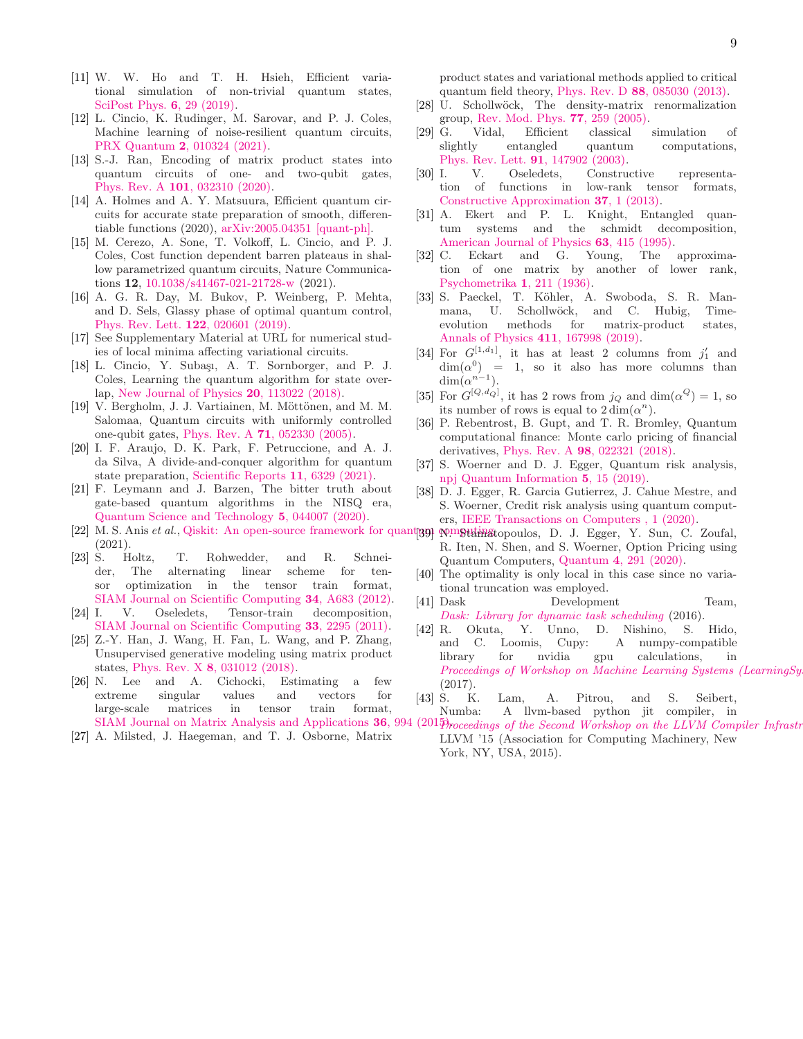[11] W. W. Ho and T. H. Hsieh, Efficient variational simulation of non-trivial quantum states, SciPost Phys. **6**, 29 (2019).

[12] L. Cincio, K. Rudinger, M. Sarovar, and P. J. Coles, Machine learning of noise-resilient quantum circuits, PRX Quantum **2**, 010324 (2021).

[13] S.-J. Ran, Encoding of matrix product states into quantum circuits of one- and two-qubit gates, Phys. Rev. A **101**, 032310 (2020).

[14] A. Holmes and A. Y. Matsuura, Efficient quantum circuits for accurate state preparation of smooth, differentiable functions (2020), arXiv:2005.04351 [quant-ph].

[15] M. Cerezo, A. Sone, T. Volkoff, L. Cincio, and P. J. Coles, Cost function dependent barren plateaus in shallow parametrized quantum circuits, Nature Communications **12**, 10.1038/s41467-021-21728-w (2021).

[16] A. G. R. Day, M. Bukov, P. Weinberg, P. Mehta, and D. Sels, Glassy phase of optimal quantum control, Phys. Rev. Lett. **122**, 020601 (2019).

[17] See Supplementary Material at URL for numerical studies of local minima affecting variational circuits.

[18] L. Cincio, Y. Subaşı, A. T. Sornborger, and P. J. Coles, Learning the quantum algorithm for state overlap, New Journal of Physics **20**, 113022 (2018).

[19] V. Bergholm, J. J. Vartiainen, M. Möttönen, and M. M. Salomaa, Quantum circuits with uniformly controlled one-qubit gates, Phys. Rev. A **71**, 052330 (2005).

[20] I. F. Araujo, D. K. Park, F. Petruccione, and A. J. da Silva, A divide-and-conquer algorithm for quantum state preparation, Scientific Reports **11**, 6329 (2021).

[21] F. Leymann and J. Barzen, The bitter truth about gate-based quantum algorithms in the NISQ era, Quantum Science and Technology **5**, 044007 (2020).

[22] M. S. Anis *et al.*, Qiskit: An open-source framework for quantum computing (2021).

[23] S. Holtz, T. Rohwedder, and R. Schneider, The alternating linear scheme for tensor optimization in the tensor train format, SIAM Journal on Scientific Computing **34**, A683 (2012).

[24] I. V. Oseledets, Tensor-train decomposition, SIAM Journal on Scientific Computing **33**, 2295 (2011).

[25] Z.-Y. Han, J. Wang, H. Fan, L. Wang, and P. Zhang, Unsupervised generative modeling using matrix product states, Phys. Rev. X **8**, 031012 (2018).

[26] N. Lee and A. Cichocki, Estimating a few extreme singular values and vectors for large-scale matrices in tensor train format, SIAM Journal on Matrix Analysis and Applications **36**, 994 (2015).

[27] A. Milsted, J. Haegeman, and T. J. Osborne, Matrix product states and variational methods applied to critical quantum field theory, Phys. Rev. D **88**, 085030 (2013).

[28] U. Schollwöck, The density-matrix renormalization group, Rev. Mod. Phys. **77**, 259 (2005).

[29] G. Vidal, Efficient classical simulation of slightly entangled quantum computations, Phys. Rev. Lett. **91**, 147902 (2003).

[30] I. V. Oseledets, Constructive representation of functions in low-rank tensor formats, Constructive Approximation **37**, 1 (2013).

[31] A. Ekert and P. L. Knight, Entangled quantum systems and the schmidt decomposition, American Journal of Physics **63**, 415 (1995).

[32] C. Eckart and G. Young, The approximation of one matrix by another of lower rank, Psychometrika **1**, 211 (1936).

[33] S. Paeckel, T. Köhler, A. Swoboda, S. R. Manmana, U. Schollwöck, and C. Hubig, Time-evolution methods for matrix-product states, Annals of Physics **411**, 167998 (2019).

[34] For $G^{[1,d_1]}$, it has at least 2 columns from $j_1'$ and $\dim(\alpha^0) = 1$, so it also has more columns than $\dim(\alpha^{n-1})$.

[35] For $G^{[Q,d_Q]}$, it has 2 rows from $j_Q$ and $\dim(\alpha^Q) = 1$, so its number of rows is equal to $2\dim(\alpha^n)$.

[36] P. Rebentrost, B. Gupt, and T. R. Bromley, Quantum computational finance: Monte carlo pricing of financial derivatives, Phys. Rev. A **98**, 022321 (2018).

[37] S. Woerner and D. J. Egger, Quantum risk analysis, npj Quantum Information **5**, 15 (2019).

[38] D. J. Egger, R. Garcia Gutierrez, J. Cahue Mestre, and S. Woerner, Credit risk analysis using quantum computers, IEEE Transactions on Computers , 1 (2020).

[39] N. Stamatopoulos, D. J. Egger, Y. Sun, C. Zoufal, R. Iten, N. Shen, and S. Woerner, Option Pricing using Quantum Computers, Quantum **4**, 291 (2020).

[40] The optimality is only local in this case since no variational truncation was employed.

[41] Dask Development Team, *Dask: Library for dynamic task scheduling* (2016).

[42] R. Okuta, Y. Unno, D. Nishino, S. Hido, and C. Loomis, Cupy: A numpy-compatible library for nvidia gpu calculations, in *Proceedings of Workshop on Machine Learning Systems (LearningSys)* (2017).

[43] S. K. Lam, A. Pitrou, and S. Seibert, Numba: A llvm-based python jit compiler, in *Proceedings of the Second Workshop on the LLVM Compiler Infrastructure in HPC*, LLVM '15 (Association for Computing Machinery, New York, NY, USA, 2015).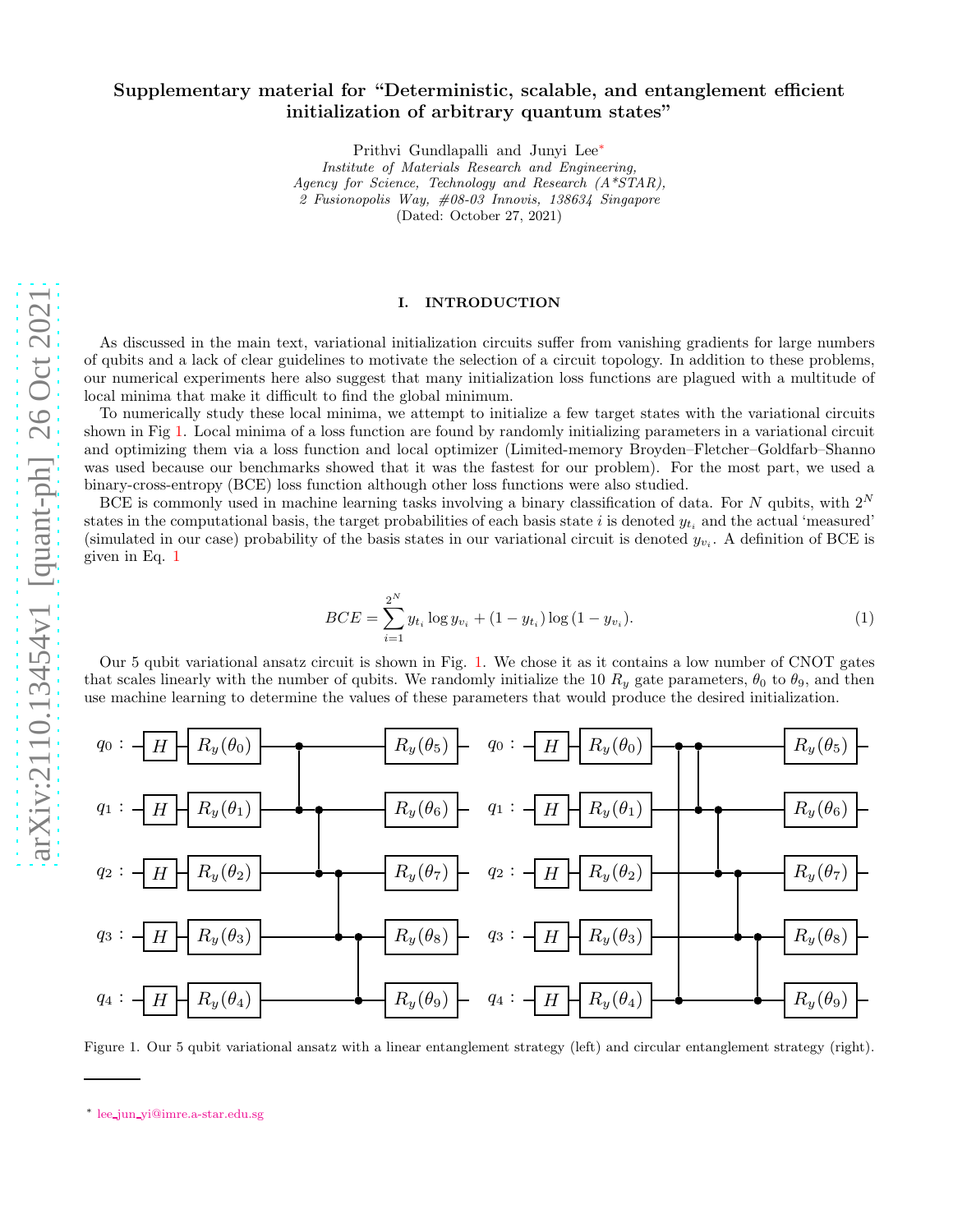# Supplementary material for "Deterministic, scalable, and entanglement efficient initialization of arbitrary quantum states"

Prithvi Gundlapalli and Junyi Lee*

*Institute of Materials Research and Engineering, Agency for Science, Technology and Research (A*STAR), 2 Fusionopolis Way, #08-03 Innovis, 138634 Singapore*

(Dated: October 27, 2021)

## I. INTRODUCTION

As discussed in the main text, variational initialization circuits suffer from vanishing gradients for large numbers of qubits and a lack of clear guidelines to motivate the selection of a circuit topology. In addition to these problems, our numerical experiments here also suggest that many initialization loss functions are plagued with a multitude of local minima that make it difficult to find the global minimum.

To numerically study these local minima, we attempt to initialize a few target states with the variational circuits shown in Fig 1. Local minima of a loss function are found by randomly initializing parameters in a variational circuit and optimizing them via a loss function and local optimizer (Limited-memory Broyden–Fletcher–Goldfarb–Shanno was used because our benchmarks showed that it was the fastest for our problem). For the most part, we used a binary-cross-entropy (BCE) loss function although other loss functions were also studied.

BCE is commonly used in machine learning tasks involving a binary classification of data. For $N$ qubits, with $2^N$ states in the computational basis, the target probabilities of each basis state $i$ is denoted $y_{t_i}$ and the actual 'measured' (simulated in our case) probability of the basis states in our variational circuit is denoted $y_{v_i}$. A definition of BCE is given in Eq. 1

$$BCE = \sum_{i=1}^{2^N} y_{t_i} \log y_{v_i} + (1 - y_{t_i}) \log (1 - y_{v_i}). \tag{1}$$

Our 5 qubit variational ansatz circuit is shown in Fig. 1. We chose it as it contains a low number of CNOT gates that scales linearly with the number of qubits. We randomly initialize the 10 $R_y$ gate parameters, $\theta_0$ to $\theta_9$, and then use machine learning to determine the values of these parameters that would produce the desired initialization.

Figure 1. Our 5 qubit variational ansatz with a linear entanglement strategy (left) and circular entanglement strategy (right).

* lee_jun_yi@imre.a-star.edu.sg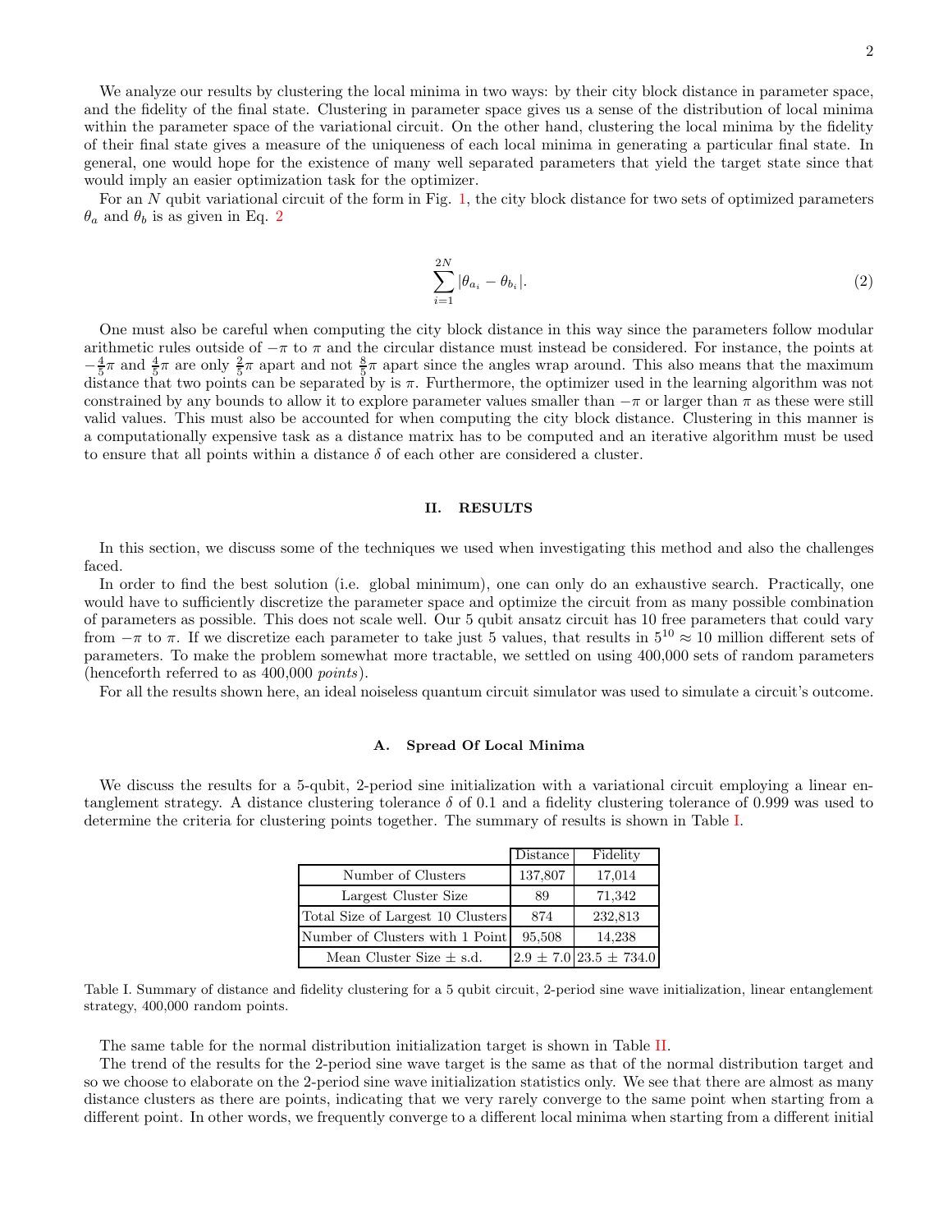We analyze our results by clustering the local minima in two ways: by their city block distance in parameter space, and the fidelity of the final state. Clustering in parameter space gives us a sense of the distribution of local minima within the parameter space of the variational circuit. On the other hand, clustering the local minima by the fidelity of their final state gives a measure of the uniqueness of each local minima in generating a particular final state. In general, one would hope for the existence of many well separated parameters that yield the target state since that would imply an easier optimization task for the optimizer.

For an $N$ qubit variational circuit of the form in Fig. 1, the city block distance for two sets of optimized parameters $\theta_a$ and $\theta_b$ is as given in Eq. 2

$$\sum_{i=1}^{2N} |\theta_{a_i} - \theta_{b_i}|. \tag{2}$$

One must also be careful when computing the city block distance in this way since the parameters follow modular arithmetic rules outside of $-\pi$ to $\pi$ and the circular distance must instead be considered. For instance, the points at $-\frac{4}{5}\pi$ and $\frac{4}{5}\pi$ are only $\frac{2}{5}\pi$ apart and not $\frac{8}{5}\pi$ apart since the angles wrap around. This also means that the maximum distance that two points can be separated by is $\pi$. Furthermore, the optimizer used in the learning algorithm was not constrained by any bounds to allow it to explore parameter values smaller than $-\pi$ or larger than $\pi$ as these were still valid values. This must also be accounted for when computing the city block distance. Clustering in this manner is a computationally expensive task as a distance matrix has to be computed and an iterative algorithm must be used to ensure that all points within a distance $\delta$ of each other are considered a cluster.

## II. RESULTS

In this section, we discuss some of the techniques we used when investigating this method and also the challenges faced.

In order to find the best solution (i.e. global minimum), one can only do an exhaustive search. Practically, one would have to sufficiently discretize the parameter space and optimize the circuit from as many possible combination of parameters as possible. This does not scale well. Our 5 qubit ansatz circuit has 10 free parameters that could vary from $-\pi$ to $\pi$. If we discretize each parameter to take just 5 values, that results in $5^{10} \approx 10$ million different sets of parameters. To make the problem somewhat more tractable, we settled on using 400,000 sets of random parameters (henceforth referred to as 400,000 *points*).

For all the results shown here, an ideal noiseless quantum circuit simulator was used to simulate a circuit's outcome.

### A. Spread Of Local Minima

We discuss the results for a 5-qubit, 2-period sine initialization with a variational circuit employing a linear entanglement strategy. A distance clustering tolerance $\delta$ of 0.1 and a fidelity clustering tolerance of 0.999 was used to determine the criteria for clustering points together. The summary of results is shown in Table I.

| | Distance | Fidelity |
|---|---|---|
| Number of Clusters | 137,807 | 17,014 |
| Largest Cluster Size | 89 | 71,342 |
| Total Size of Largest 10 Clusters | 874 | 232,813 |
| Number of Clusters with 1 Point | 95,508 | 14,238 |
| Mean Cluster Size ± s.d. | 2.9 ± 7.0 | 23.5 ± 734.0 |

Table I. Summary of distance and fidelity clustering for a 5 qubit circuit, 2-period sine wave initialization, linear entanglement strategy, 400,000 random points.

The same table for the normal distribution initialization target is shown in Table II.

The trend of the results for the 2-period sine wave target is the same as that of the normal distribution target and so we choose to elaborate on the 2-period sine wave initialization statistics only. We see that there are almost as many distance clusters as there are points, indicating that we very rarely converge to the same point when starting from a different point. In other words, we frequently converge to a different local minima when starting from a different initial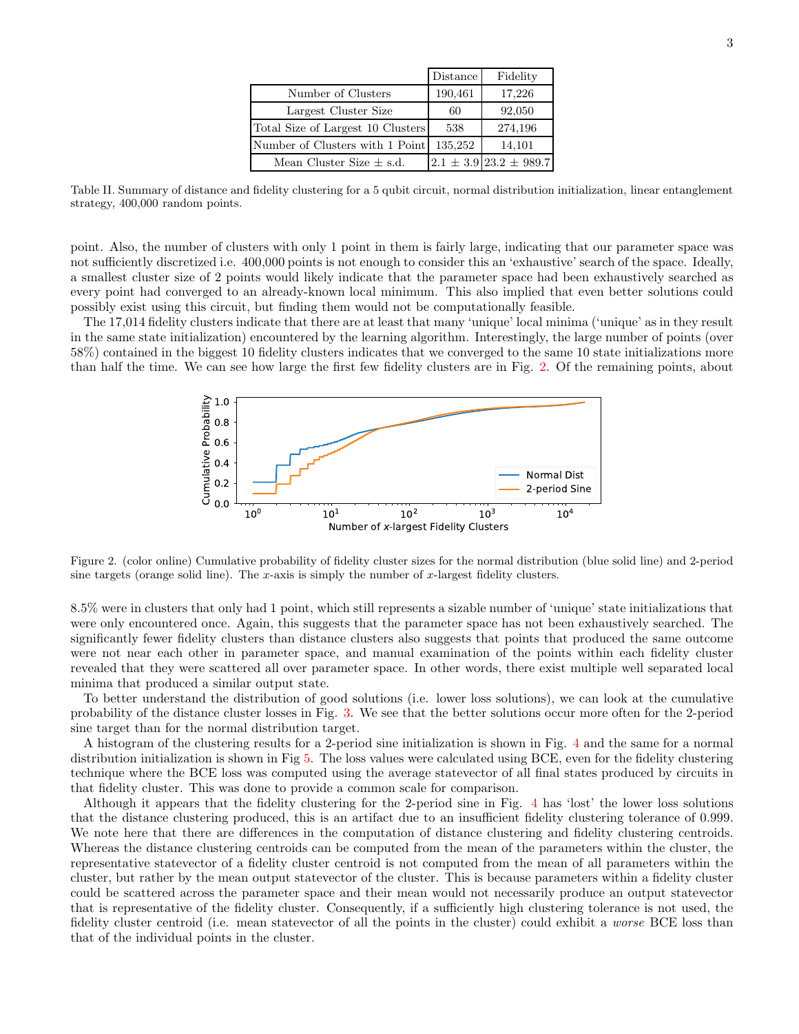| | Distance | Fidelity |
|---|---|---|
| Number of Clusters | 190,461 | 17,226 |
| Largest Cluster Size | 60 | 92,050 |
| Total Size of Largest 10 Clusters | 538 | 274,196 |
| Number of Clusters with 1 Point | 135,252 | 14,101 |
| Mean Cluster Size ± s.d. | 2.1 ± 3.9 | 23.2 ± 989.7 |

Table II. Summary of distance and fidelity clustering for a 5 qubit circuit, normal distribution initialization, linear entanglement strategy, 400,000 random points.

point. Also, the number of clusters with only 1 point in them is fairly large, indicating that our parameter space was not sufficiently discretized i.e. 400,000 points is not enough to consider this an 'exhaustive' search of the space. Ideally, a smallest cluster size of 2 points would likely indicate that the parameter space had been exhaustively searched as every point had converged to an already-known local minimum. This also implied that even better solutions could possibly exist using this circuit, but finding them would not be computationally feasible.

The 17,014 fidelity clusters indicate that there are at least that many 'unique' local minima ('unique' as in they result in the same state initialization) encountered by the learning algorithm. Interestingly, the large number of points (over 58%) contained in the biggest 10 fidelity clusters indicates that we converged to the same 10 state initializations more than half the time. We can see how large the first few fidelity clusters are in Fig. 2. Of the remaining points, about

Figure 2. (color online) Cumulative probability of fidelity cluster sizes for the normal distribution (blue solid line) and 2-period sine targets (orange solid line). The $x$-axis is simply the number of $x$-largest fidelity clusters.

8.5% were in clusters that only had 1 point, which still represents a sizable number of 'unique' state initializations that were only encountered once. Again, this suggests that the parameter space has not been exhaustively searched. The significantly fewer fidelity clusters than distance clusters also suggests that points that produced the same outcome were not near each other in parameter space, and manual examination of the points within each fidelity cluster revealed that they were scattered all over parameter space. In other words, there exist multiple well separated local minima that produced a similar output state.

To better understand the distribution of good solutions (i.e. lower loss solutions), we can look at the cumulative probability of the distance cluster losses in Fig. 3. We see that the better solutions occur more often for the 2-period sine target than for the normal distribution target.

A histogram of the clustering results for a 2-period sine initialization is shown in Fig. 4 and the same for a normal distribution initialization is shown in Fig 5. The loss values were calculated using BCE, even for the fidelity clustering technique where the BCE loss was computed using the average statevector of all final states produced by circuits in that fidelity cluster. This was done to provide a common scale for comparison.

Although it appears that the fidelity clustering for the 2-period sine in Fig. 4 has 'lost' the lower loss solutions that the distance clustering produced, this is an artifact due to an insufficient fidelity clustering tolerance of 0.999. We note here that there are differences in the computation of distance clustering and fidelity clustering centroids. Whereas the distance clustering centroids can be computed from the mean of the parameters within the cluster, the representative statevector of a fidelity cluster centroid is not computed from the mean of all parameters within the cluster, but rather by the mean output statevector of the cluster. This is because parameters within a fidelity cluster could be scattered across the parameter space and their mean would not necessarily produce an output statevector that is representative of the fidelity cluster. Consequently, if a sufficiently high clustering tolerance is not used, the fidelity cluster centroid (i.e. mean statevector of all the points in the cluster) could exhibit a *worse* BCE loss than that of the individual points in the cluster.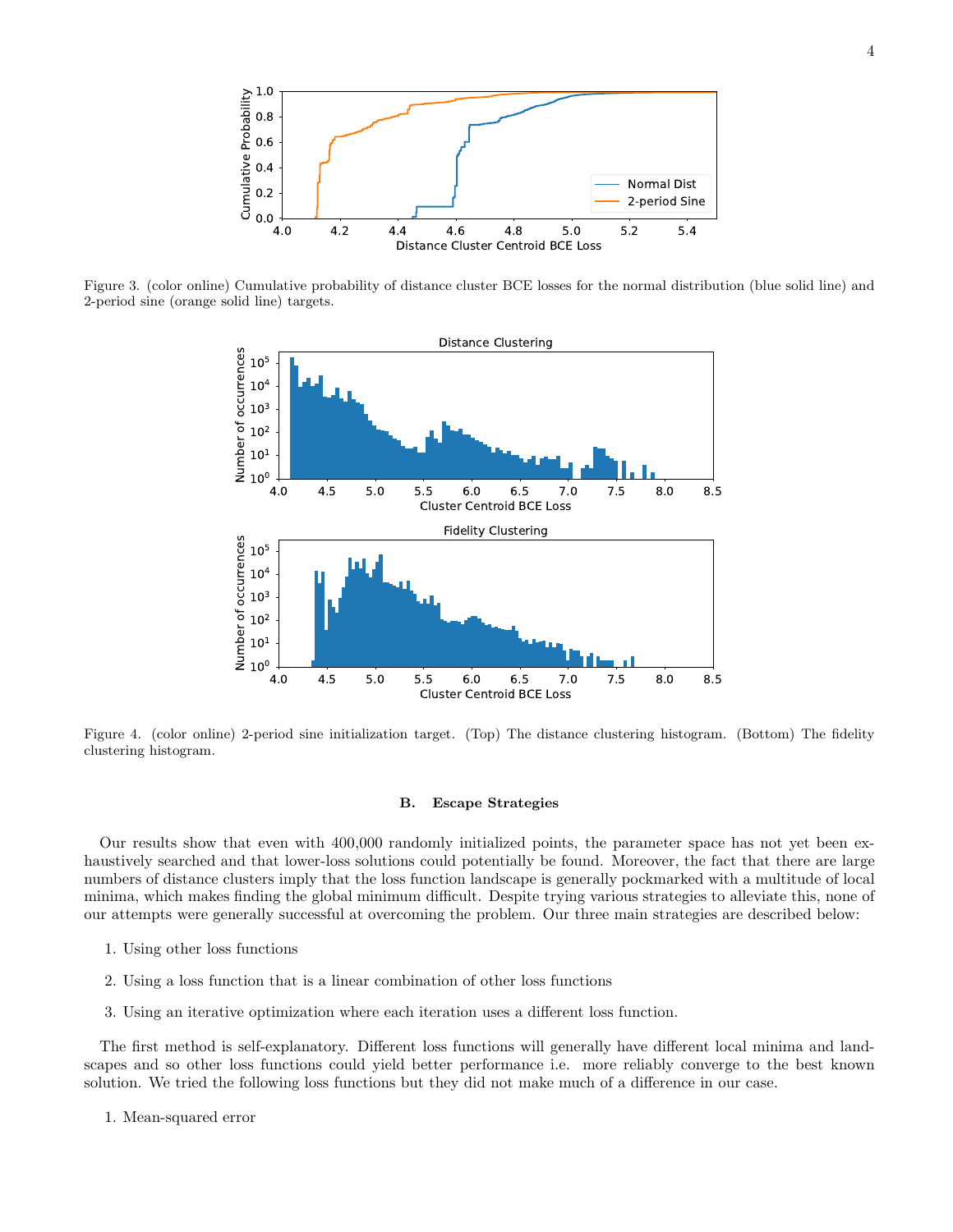Figure 3. (color online) Cumulative probability of distance cluster BCE losses for the normal distribution (blue solid line) and 2-period sine (orange solid line) targets.

Figure 4. (color online) 2-period sine initialization target. (Top) The distance clustering histogram. (Bottom) The fidelity clustering histogram.

### B. Escape Strategies

Our results show that even with 400,000 randomly initialized points, the parameter space has not yet been exhaustively searched and that lower-loss solutions could potentially be found. Moreover, the fact that there are large numbers of distance clusters imply that the loss function landscape is generally pockmarked with a multitude of local minima, which makes finding the global minimum difficult. Despite trying various strategies to alleviate this, none of our attempts were generally successful at overcoming the problem. Our three main strategies are described below:

1. Using other loss functions
2. Using a loss function that is a linear combination of other loss functions
3. Using an iterative optimization where each iteration uses a different loss function.

The first method is self-explanatory. Different loss functions will generally have different local minima and landscapes and so other loss functions could yield better performance i.e. more reliably converge to the best known solution. We tried the following loss functions but they did not make much of a difference in our case.

1. Mean-squared error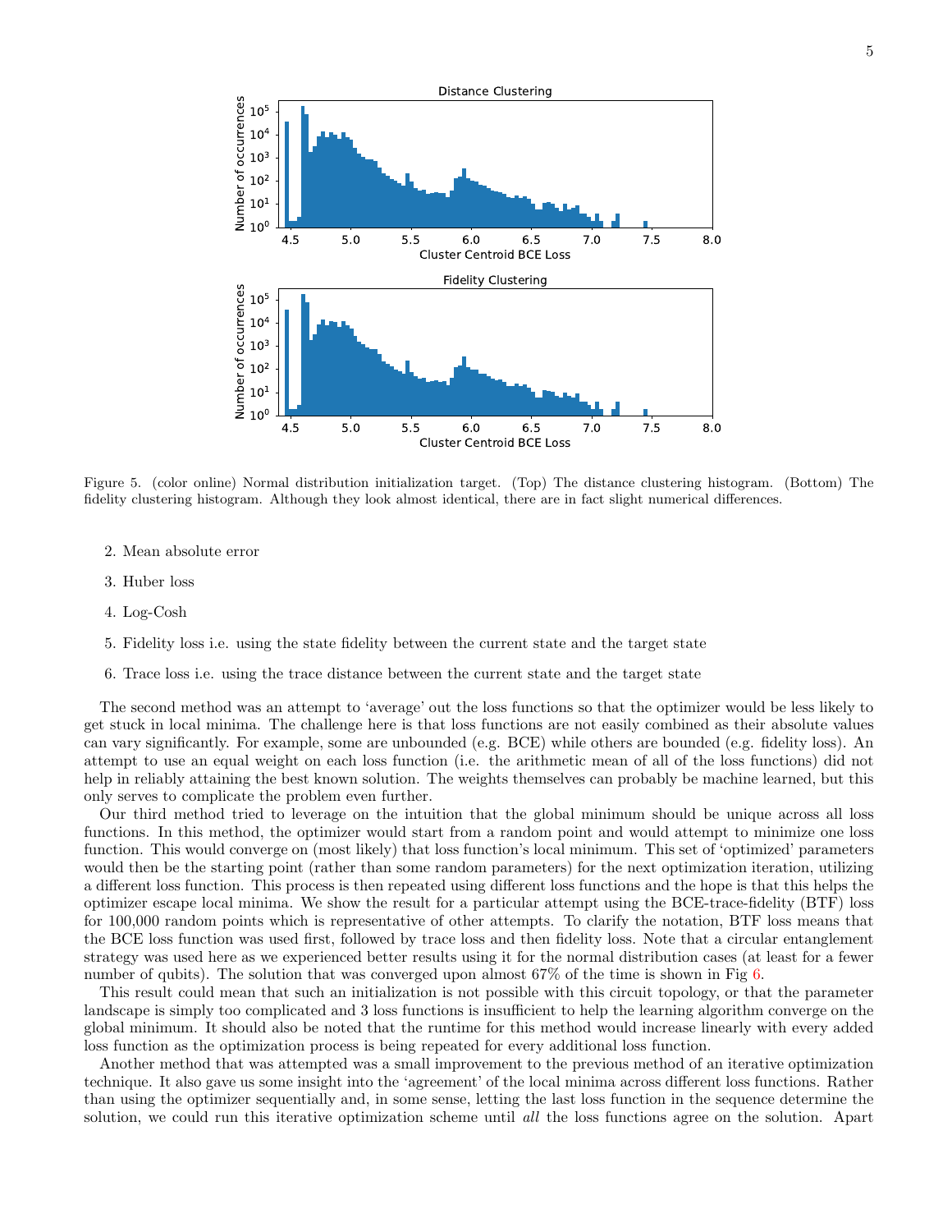Figure 5. (color online) Normal distribution initialization target. (Top) The distance clustering histogram. (Bottom) The fidelity clustering histogram. Although they look almost identical, there are in fact slight numerical differences.

2. Mean absolute error
3. Huber loss
4. Log-Cosh
5. Fidelity loss i.e. using the state fidelity between the current state and the target state
6. Trace loss i.e. using the trace distance between the current state and the target state

The second method was an attempt to 'average' out the loss functions so that the optimizer would be less likely to get stuck in local minima. The challenge here is that loss functions are not easily combined as their absolute values can vary significantly. For example, some are unbounded (e.g. BCE) while others are bounded (e.g. fidelity loss). An attempt to use an equal weight on each loss function (i.e. the arithmetic mean of all of the loss functions) did not help in reliably attaining the best known solution. The weights themselves can probably be machine learned, but this only serves to complicate the problem even further.

Our third method tried to leverage on the intuition that the global minimum should be unique across all loss functions. In this method, the optimizer would start from a random point and would attempt to minimize one loss function. This would converge on (most likely) that loss function's local minimum. This set of 'optimized' parameters would then be the starting point (rather than some random parameters) for the next optimization iteration, utilizing a different loss function. This process is then repeated using different loss functions and the hope is that this helps the optimizer escape local minima. We show the result for a particular attempt using the BCE-trace-fidelity (BTF) loss for 100,000 random points which is representative of other attempts. To clarify the notation, BTF loss means that the BCE loss function was used first, followed by trace loss and then fidelity loss. Note that a circular entanglement strategy was used here as we experienced better results using it for the normal distribution cases (at least for a fewer number of qubits). The solution that was converged upon almost 67% of the time is shown in Fig 6.

This result could mean that such an initialization is not possible with this circuit topology, or that the parameter landscape is simply too complicated and 3 loss functions is insufficient to help the learning algorithm converge on the global minimum. It should also be noted that the runtime for this method would increase linearly with every added loss function as the optimization process is being repeated for every additional loss function.

Another method that was attempted was a small improvement to the previous method of an iterative optimization technique. It also gave us some insight into the 'agreement' of the local minima across different loss functions. Rather than using the optimizer sequentially and, in some sense, letting the last loss function in the sequence determine the solution, we could run this iterative optimization scheme until *all* the loss functions agree on the solution. Apart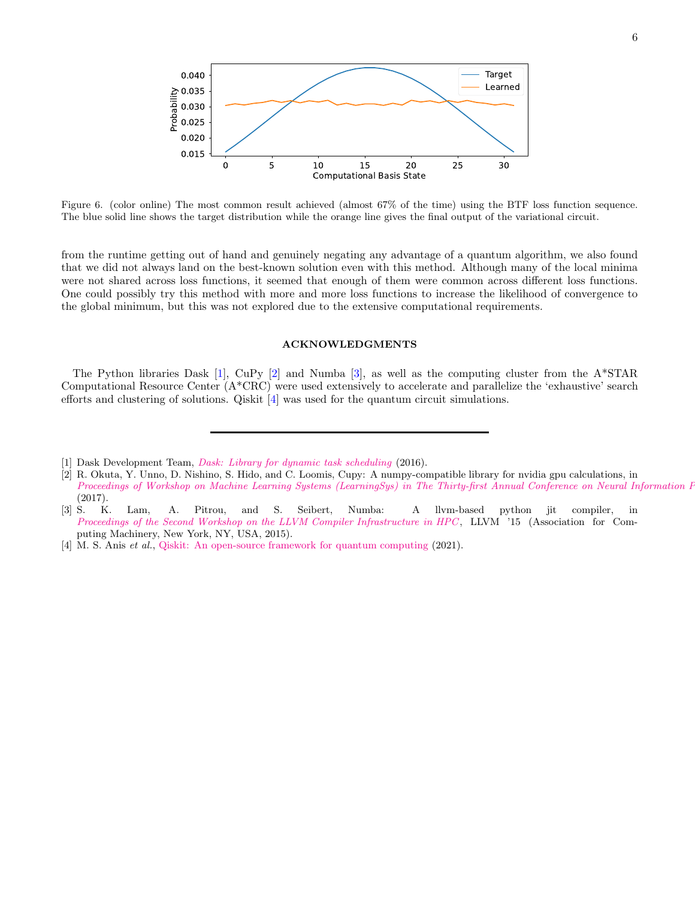0.040
0.035
0.030
0.025
0.020
0.015
Probability
0
5
10
15
20
25
30
Computational Basis State
Target
Learned

Figure 6. (color online) The most common result achieved (almost 67% of the time) using the BTF loss function sequence. The blue solid line shows the target distribution while the orange line gives the final output of the variational circuit.

from the runtime getting out of hand and genuinely negating any advantage of a quantum algorithm, we also found that we did not always land on the best-known solution even with this method. Although many of the local minima were not shared across loss functions, it seemed that enough of them were common across different loss functions. One could possibly try this method with more and more loss functions to increase the likelihood of convergence to the global minimum, but this was not explored due to the extensive computational requirements.

## ACKNOWLEDGMENTS

The Python libraries Dask [1], CuPy [2] and Numba [3], as well as the computing cluster from the A*STAR Computational Resource Center (A*CRC) were used extensively to accelerate and parallelize the 'exhaustive' search efforts and clustering of solutions. Qiskit [4] was used for the quantum circuit simulations.

---

[1] Dask Development Team, *Dask: Library for dynamic task scheduling* (2016).

[2] R. Okuta, Y. Unno, D. Nishino, S. Hido, and C. Loomis, Cupy: A numpy-compatible library for nvidia gpu calculations, in *Proceedings of Workshop on Machine Learning Systems (LearningSys) in The Thirty-first Annual Conference on Neural Information P* (2017).

[3] S. K. Lam, A. Pitrou, and S. Seibert, Numba: A llvm-based python jit compiler, in *Proceedings of the Second Workshop on the LLVM Compiler Infrastructure in HPC*, LLVM '15 (Association for Computing Machinery, New York, NY, USA, 2015).

[4] M. S. Anis *et al.*, Qiskit: An open-source framework for quantum computing (2021).